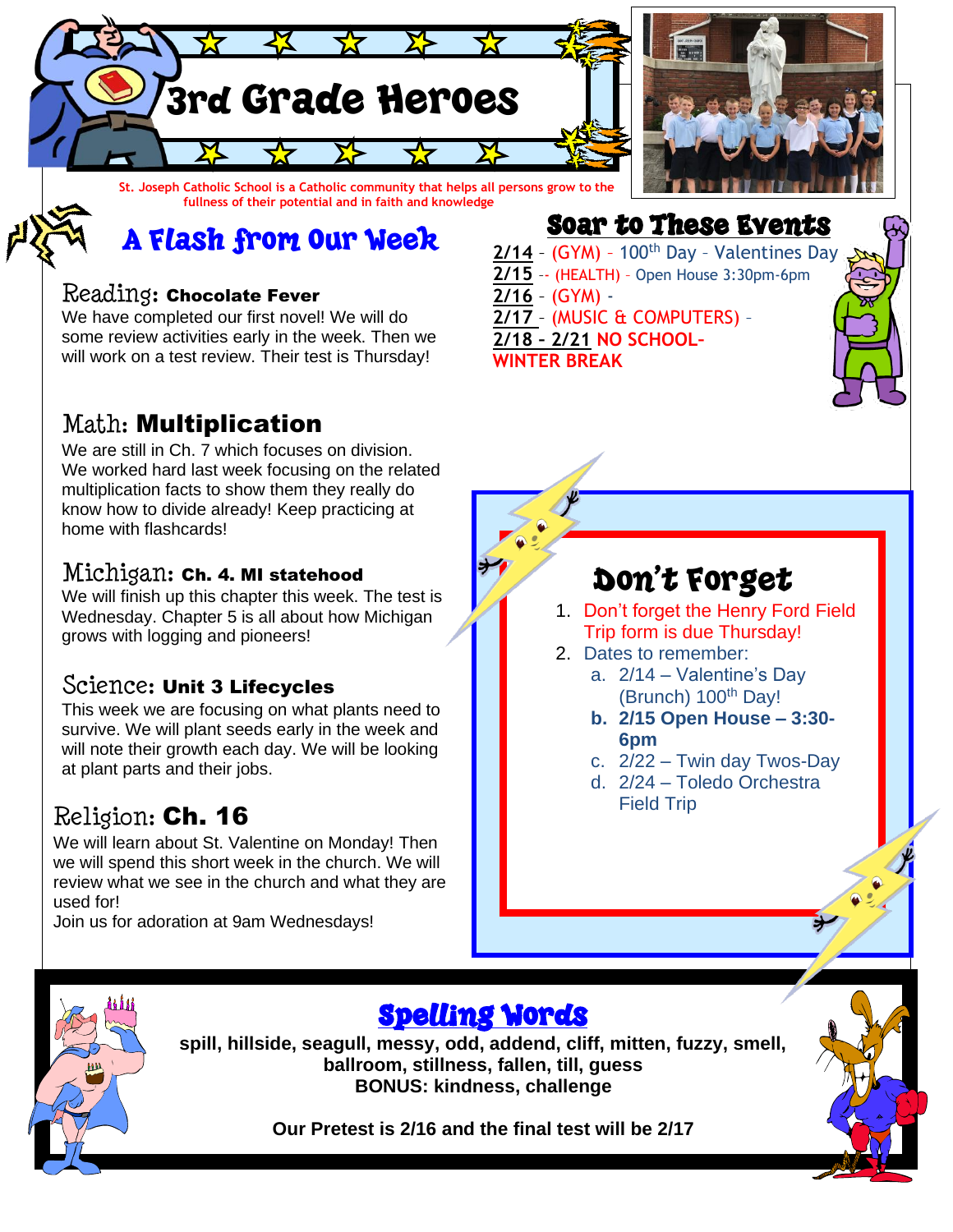# 3rd Grade Heroes

St. Joseph Catholic School is a Catholic community that helps all persons grow to the fullness of their potential and in faith and knowledge

## A Flash from Our Week

### Reading: **Chocolate Fever**

We have completed our first novel! We will do some review activities early in the week. Then we will work on a test review. Their test is Thursday!

### Math: **Multiplication**

We are still in Ch. 7 which focuses on division. We worked hard last week focusing on the related multiplication facts to show them they really do know how to divide already! Keep practicing at home with flashcards!

### Michigan: **Ch. 4. MI statehood**

We will finish up this chapter this week. The test is Wednesday. Chapter 5 is all about how Michigan grows with logging and pioneers!

### Science: **Unit 3 Lifecycles**

This week we are focusing on what plants need to survive. We will plant seeds early in the week and will note their growth each day. We will be looking at plant parts and their jobs.

### Religion: **Ch. 16**

We will learn about St. Valentine on Monday! Then we will spend this short week in the church. We will review what we see in the church and what they are used for!

Join us for adoration at 9am Wednesdays!

## Soar to These Events

**2/14** – (GYM) – 100th Day – Valentines Day
**2/15** -- (HEALTH) – Open House 3:30pm-6pm
**2/16** – (GYM) -
**2/17** – (MUSIC & COMPUTERS) –
**2/18 – 2/21** **NO SCHOOL- WINTER BREAK**

## Don't Forget

1. Don't forget the Henry Ford Field Trip form is due Thursday!
2. Dates to remember:
   a. 2/14 – Valentine's Day (Brunch) 100th Day!
   b. **2/15 Open House – 3:30-6pm**
   c. 2/22 – Twin day Twos-Day
   d. 2/24 – Toledo Orchestra Field Trip

## Spelling Words

**spill, hillside, seagull, messy, odd, addend, cliff, mitten, fuzzy, smell, ballroom, stillness, fallen, till, guess**
**BONUS: kindness, challenge**

**Our Pretest is 2/16 and the final test will be 2/17**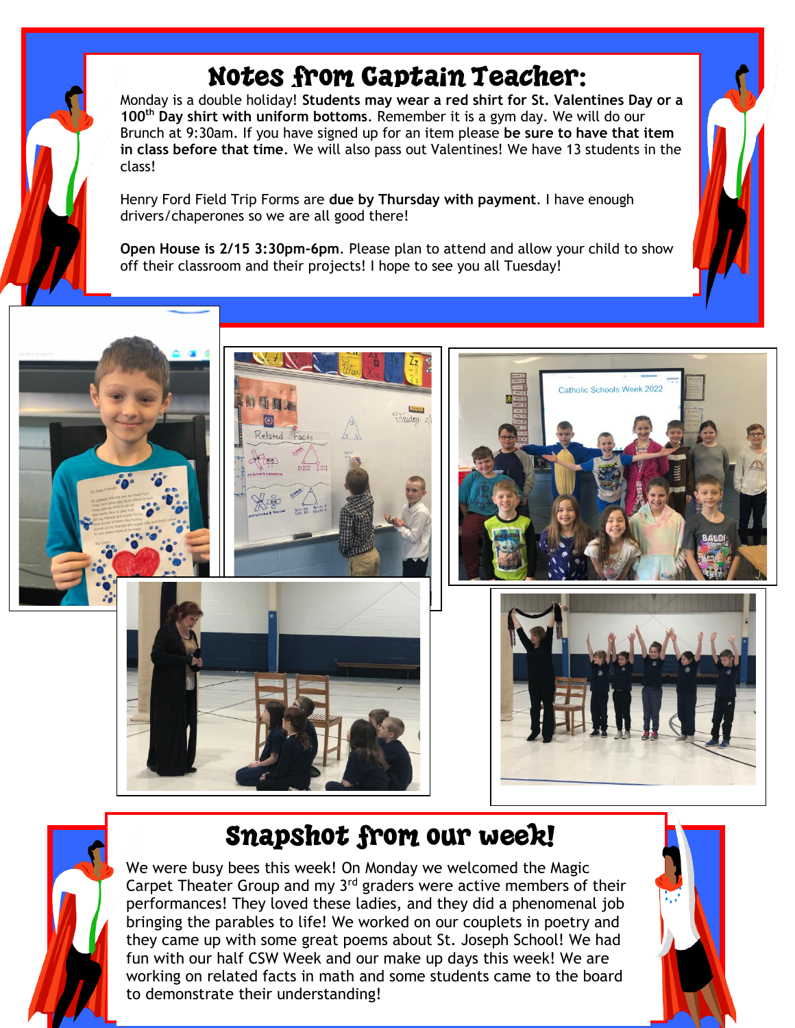# Notes from Captain Teacher:

Monday is a double holiday! **Students may wear a red shirt for St. Valentines Day or a 100th Day shirt with uniform bottoms**. Remember it is a gym day. We will do our Brunch at 9:30am. If you have signed up for an item please **be sure to have that item in class before that time**. We will also pass out Valentines! We have 13 students in the class!

Henry Ford Field Trip Forms are **due by Thursday with payment**. I have enough drivers/chaperones so we are all good there!

**Open House is 2/15 3:30pm-6pm**. Please plan to attend and allow your child to show off their classroom and their projects! I hope to see you all Tuesday!

# Snapshot from our week!

We were busy bees this week! On Monday we welcomed the Magic Carpet Theater Group and my 3rd graders were active members of their performances! They loved these ladies, and they did a phenomenal job bringing the parables to life! We worked on our couplets in poetry and they came up with some great poems about St. Joseph School! We had fun with our half CSW Week and our make up days this week! We are working on related facts in math and some students came to the board to demonstrate their understanding!